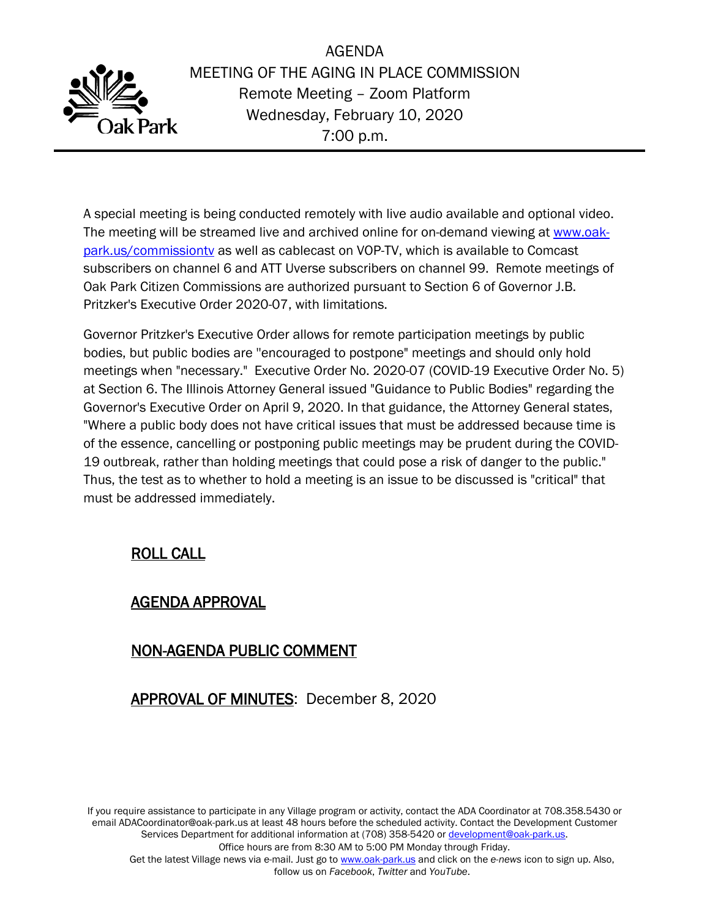# AGENDA

## MEETING OF THE AGING IN PLACE COMMISSION

Remote Meeting – Zoom Platform
Wednesday, February 10, 2020
7:00 p.m.

A special meeting is being conducted remotely with live audio available and optional video. The meeting will be streamed live and archived online for on-demand viewing at [www.oak-park.us/commissiontv](http://www.oak-park.us/commissiontv) as well as cablecast on VOP-TV, which is available to Comcast subscribers on channel 6 and ATT Uverse subscribers on channel 99. Remote meetings of Oak Park Citizen Commissions are authorized pursuant to Section 6 of Governor J.B. Pritzker's Executive Order 2020-07, with limitations.

Governor Pritzker's Executive Order allows for remote participation meetings by public bodies, but public bodies are "encouraged to postpone" meetings and should only hold meetings when "necessary." Executive Order No. 2020-07 (COVID-19 Executive Order No. 5) at Section 6. The Illinois Attorney General issued "Guidance to Public Bodies" regarding the Governor's Executive Order on April 9, 2020. In that guidance, the Attorney General states, "Where a public body does not have critical issues that must be addressed because time is of the essence, cancelling or postponing public meetings may be prudent during the COVID-19 outbreak, rather than holding meetings that could pose a risk of danger to the public." Thus, the test as to whether to hold a meeting is an issue to be discussed is "critical" that must be addressed immediately.

ROLL CALL

AGENDA APPROVAL

NON-AGENDA PUBLIC COMMENT

APPROVAL OF MINUTES: December 8, 2020

If you require assistance to participate in any Village program or activity, contact the ADA Coordinator at 708.358.5430 or email ADACoordinator@oak-park.us at least 48 hours before the scheduled activity. Contact the Development Customer Services Department for additional information at (708) 358-5420 or [development@oak-park.us](mailto:development@oak-park.us).
Office hours are from 8:30 AM to 5:00 PM Monday through Friday.
Get the latest Village news via e-mail. Just go to [www.oak-park.us](http://www.oak-park.us) and click on the *e-news* icon to sign up. Also, follow us on *Facebook*, *Twitter* and *YouTube*.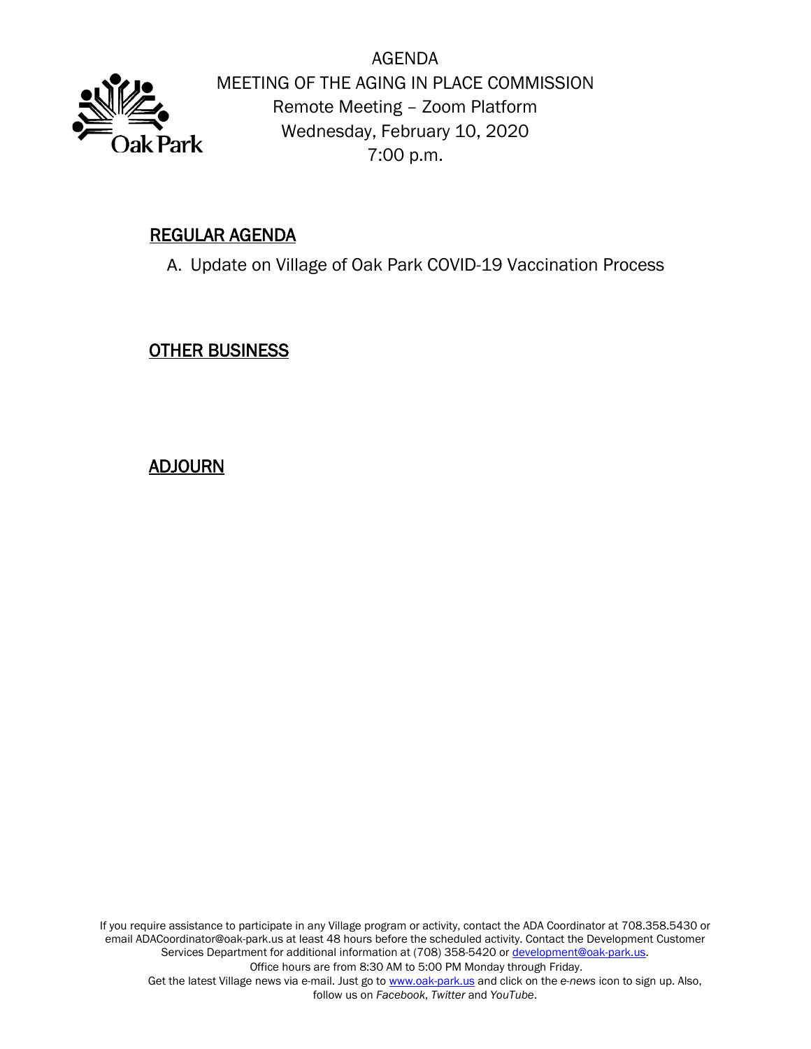# AGENDA
## MEETING OF THE AGING IN PLACE COMMISSION
Remote Meeting – Zoom Platform
Wednesday, February 10, 2020
7:00 p.m.

## REGULAR AGENDA

A. Update on Village of Oak Park COVID-19 Vaccination Process

## OTHER BUSINESS

## ADJOURN

If you require assistance to participate in any Village program or activity, contact the ADA Coordinator at 708.358.5430 or email ADACoordinator@oak-park.us at least 48 hours before the scheduled activity. Contact the Development Customer Services Department for additional information at (708) 358-5420 or development@oak-park.us.
Office hours are from 8:30 AM to 5:00 PM Monday through Friday.
Get the latest Village news via e-mail. Just go to www.oak-park.us and click on the *e-news* icon to sign up. Also, follow us on *Facebook*, *Twitter* and *YouTube*.